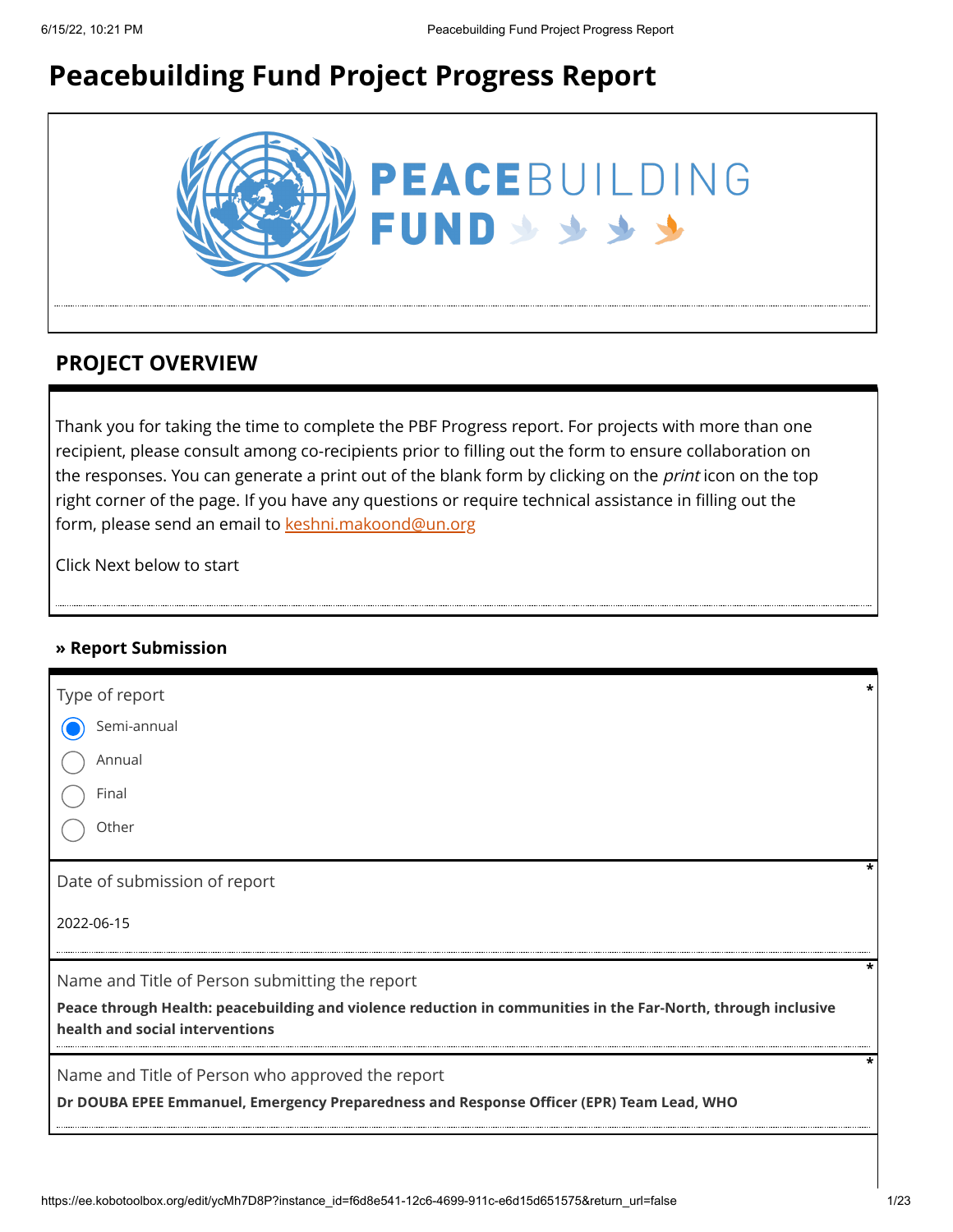# Peacebuilding Fund Project Progress Report

PEACEBUILDING FUND

## PROJECT OVERVIEW

Thank you for taking the time to complete the PBF Progress report. For projects with more than one recipient, please consult among co-recipients prior to filling out the form to ensure collaboration on the responses. You can generate a print out of the blank form by clicking on the *print* icon on the top right corner of the page. If you have any questions or require technical assistance in filling out the form, please send an email to keshni.makoond@un.org

Click Next below to start

### » Report Submission

Type of report *

- (●) Semi-annual
- ( ) Annual
- ( ) Final
- ( ) Other

Date of submission of report *

2022-06-15

Name and Title of Person submitting the report *

**Peace through Health: peacebuilding and violence reduction in communities in the Far-North, through inclusive health and social interventions**

Name and Title of Person who approved the report *

**Dr DOUBA EPEE Emmanuel, Emergency Preparedness and Response Officer (EPR) Team Lead, WHO**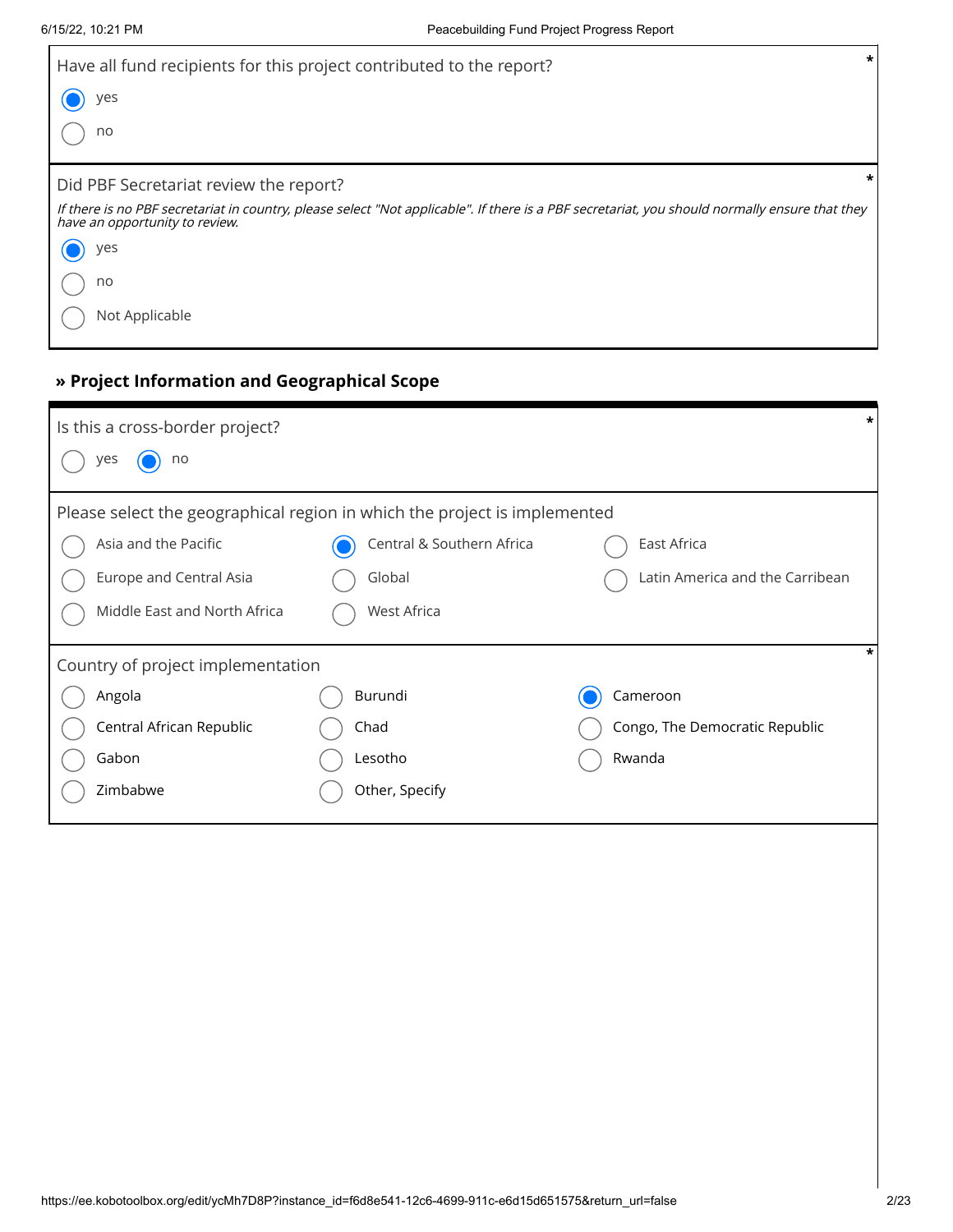Have all fund recipients for this project contributed to the report? *

- (x) yes
- ( ) no

Did PBF Secretariat review the report? *

*If there is no PBF secretariat in country, please select "Not applicable". If there is a PBF secretariat, you should normally ensure that they have an opportunity to review.*

- (x) yes
- ( ) no
- ( ) Not Applicable

## » Project Information and Geographical Scope

Is this a cross-border project? *

- ( ) yes
- (x) no

Please select the geographical region in which the project is implemented

- ( ) Asia and the Pacific
- (x) Central & Southern Africa
- ( ) East Africa
- ( ) Europe and Central Asia
- ( ) Global
- ( ) Latin America and the Carribean
- ( ) Middle East and North Africa
- ( ) West Africa

Country of project implementation *

- ( ) Angola
- ( ) Burundi
- (x) Cameroon
- ( ) Central African Republic
- ( ) Chad
- ( ) Congo, The Democratic Republic
- ( ) Gabon
- ( ) Lesotho
- ( ) Rwanda
- ( ) Zimbabwe
- ( ) Other, Specify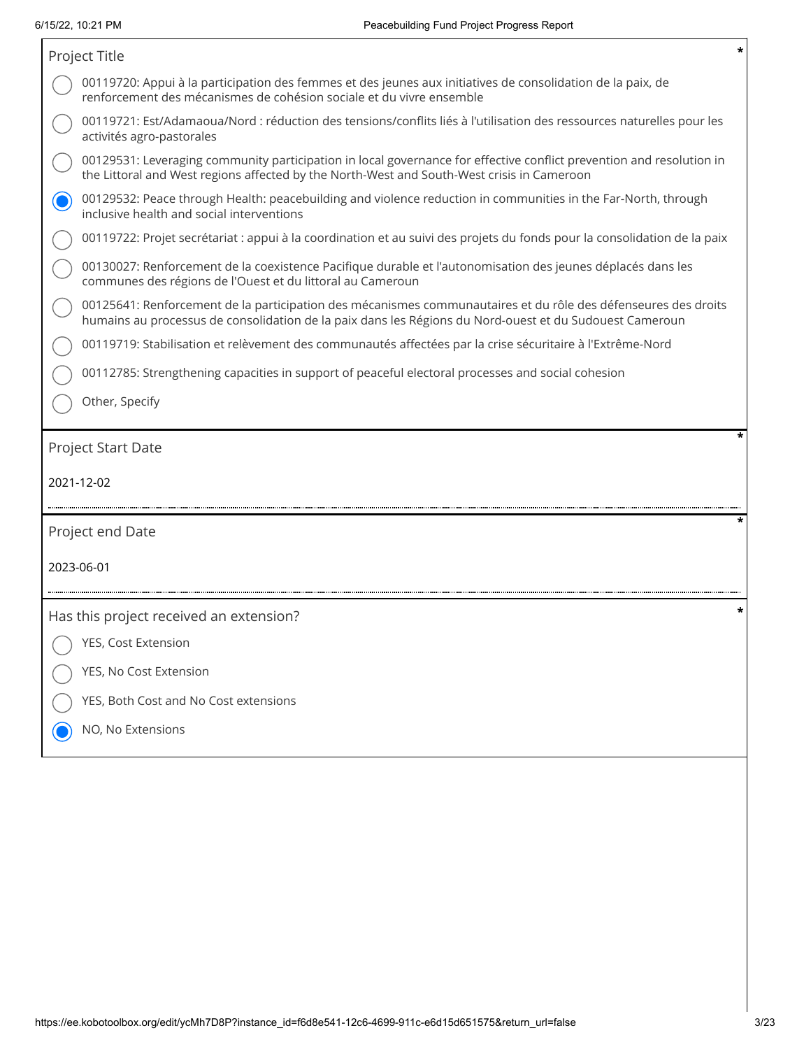## Project Title *

- ○ 00119720: Appui à la participation des femmes et des jeunes aux initiatives de consolidation de la paix, de renforcement des mécanismes de cohésion sociale et du vivre ensemble
- ○ 00119721: Est/Adamaoua/Nord : réduction des tensions/conflits liés à l'utilisation des ressources naturelles pour les activités agro-pastorales
- ○ 00129531: Leveraging community participation in local governance for effective conflict prevention and resolution in the Littoral and West regions affected by the North-West and South-West crisis in Cameroon
- ◉ 00129532: Peace through Health: peacebuilding and violence reduction in communities in the Far-North, through inclusive health and social interventions
- ○ 00119722: Projet secrétariat : appui à la coordination et au suivi des projets du fonds pour la consolidation de la paix
- ○ 00130027: Renforcement de la coexistence Pacifique durable et l'autonomisation des jeunes déplacés dans les communes des régions de l'Ouest et du littoral au Cameroun
- ○ 00125641: Renforcement de la participation des mécanismes communautaires et du rôle des défenseures des droits humains au processus de consolidation de la paix dans les Régions du Nord-ouest et du Sudouest Cameroun
- ○ 00119719: Stabilisation et relèvement des communautés affectées par la crise sécuritaire à l'Extrême-Nord
- ○ 00112785: Strengthening capacities in support of peaceful electoral processes and social cohesion
- ○ Other, Specify

## Project Start Date *

2021-12-02

## Project end Date *

2023-06-01

## Has this project received an extension? *

- ○ YES, Cost Extension
- ○ YES, No Cost Extension
- ○ YES, Both Cost and No Cost extensions
- ◉ NO, No Extensions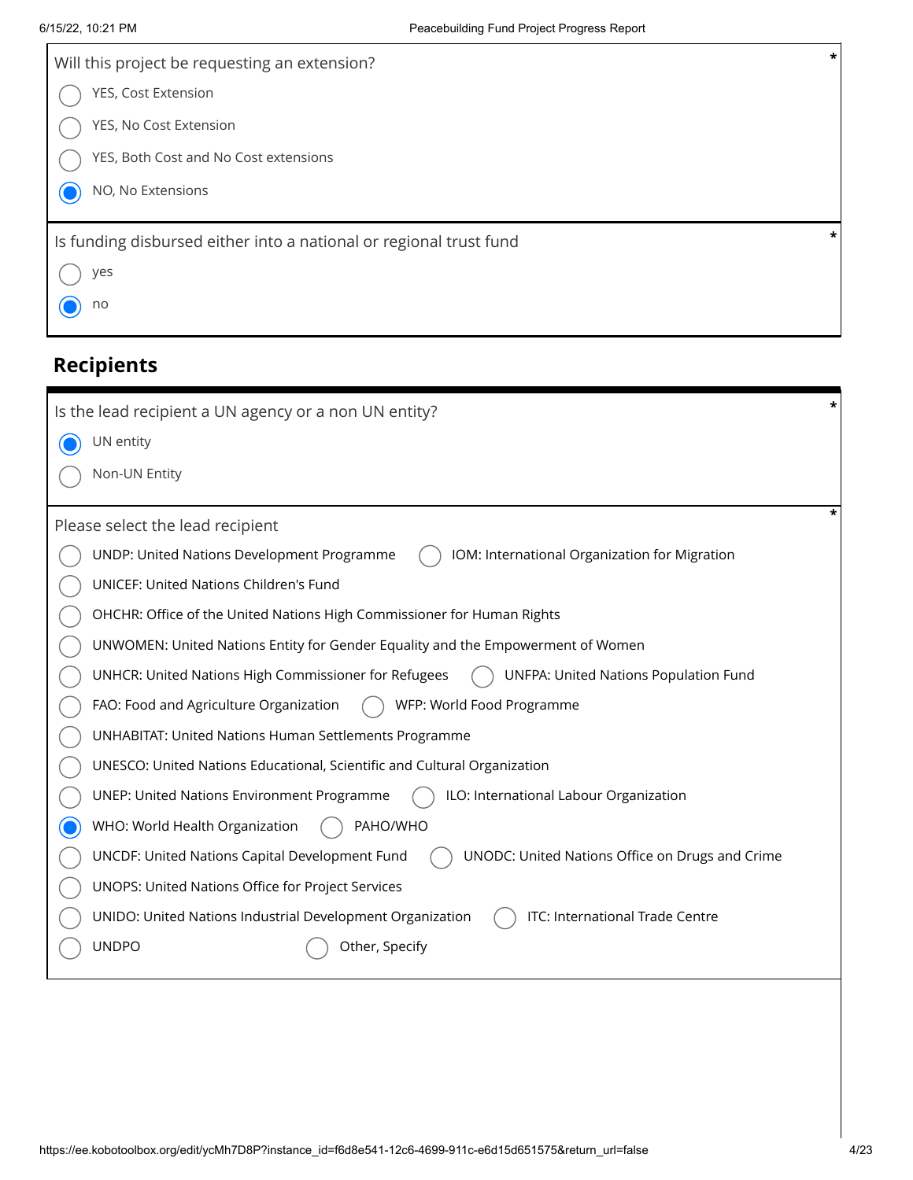Will this project be requesting an extension? *

- ( ) YES, Cost Extension
- ( ) YES, No Cost Extension
- ( ) YES, Both Cost and No Cost extensions
- (x) NO, No Extensions

Is funding disbursed either into a national or regional trust fund *

- ( ) yes
- (x) no

## Recipients

Is the lead recipient a UN agency or a non UN entity? *

- (x) UN entity
- ( ) Non-UN Entity

Please select the lead recipient *

- ( ) UNDP: United Nations Development Programme
- ( ) IOM: International Organization for Migration
- ( ) UNICEF: United Nations Children's Fund
- ( ) OHCHR: Office of the United Nations High Commissioner for Human Rights
- ( ) UNWOMEN: United Nations Entity for Gender Equality and the Empowerment of Women
- ( ) UNHCR: United Nations High Commissioner for Refugees
- ( ) UNFPA: United Nations Population Fund
- ( ) FAO: Food and Agriculture Organization
- ( ) WFP: World Food Programme
- ( ) UNHABITAT: United Nations Human Settlements Programme
- ( ) UNESCO: United Nations Educational, Scientific and Cultural Organization
- ( ) UNEP: United Nations Environment Programme
- ( ) ILO: International Labour Organization
- (x) WHO: World Health Organization
- ( ) PAHO/WHO
- ( ) UNCDF: United Nations Capital Development Fund
- ( ) UNODC: United Nations Office on Drugs and Crime
- ( ) UNOPS: United Nations Office for Project Services
- ( ) UNIDO: United Nations Industrial Development Organization
- ( ) ITC: International Trade Centre
- ( ) UNDPO
- ( ) Other, Specify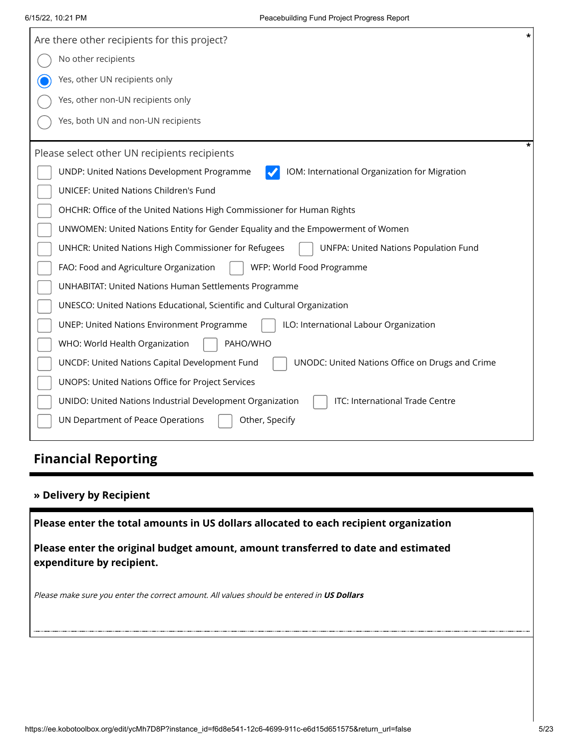Are there other recipients for this project? *

- ○ No other recipients
- ◉ Yes, other UN recipients only
- ○ Yes, other non-UN recipients only
- ○ Yes, both UN and non-UN recipients

Please select other UN recipients recipients *

- [ ] UNDP: United Nations Development Programme
- [x] IOM: International Organization for Migration
- [ ] UNICEF: United Nations Children's Fund
- [ ] OHCHR: Office of the United Nations High Commissioner for Human Rights
- [ ] UNWOMEN: United Nations Entity for Gender Equality and the Empowerment of Women
- [ ] UNHCR: United Nations High Commissioner for Refugees
- [ ] UNFPA: United Nations Population Fund
- [ ] FAO: Food and Agriculture Organization
- [ ] WFP: World Food Programme
- [ ] UNHABITAT: United Nations Human Settlements Programme
- [ ] UNESCO: United Nations Educational, Scientific and Cultural Organization
- [ ] UNEP: United Nations Environment Programme
- [ ] ILO: International Labour Organization
- [ ] WHO: World Health Organization
- [ ] PAHO/WHO
- [ ] UNCDF: United Nations Capital Development Fund
- [ ] UNODC: United Nations Office on Drugs and Crime
- [ ] UNOPS: United Nations Office for Project Services
- [ ] UNIDO: United Nations Industrial Development Organization
- [ ] ITC: International Trade Centre
- [ ] UN Department of Peace Operations
- [ ] Other, Specify

## Financial Reporting

### » Delivery by Recipient

**Please enter the total amounts in US dollars allocated to each recipient organization**

**Please enter the original budget amount, amount transferred to date and estimated expenditure by recipient.**

*Please make sure you enter the correct amount. All values should be entered in* ***US Dollars***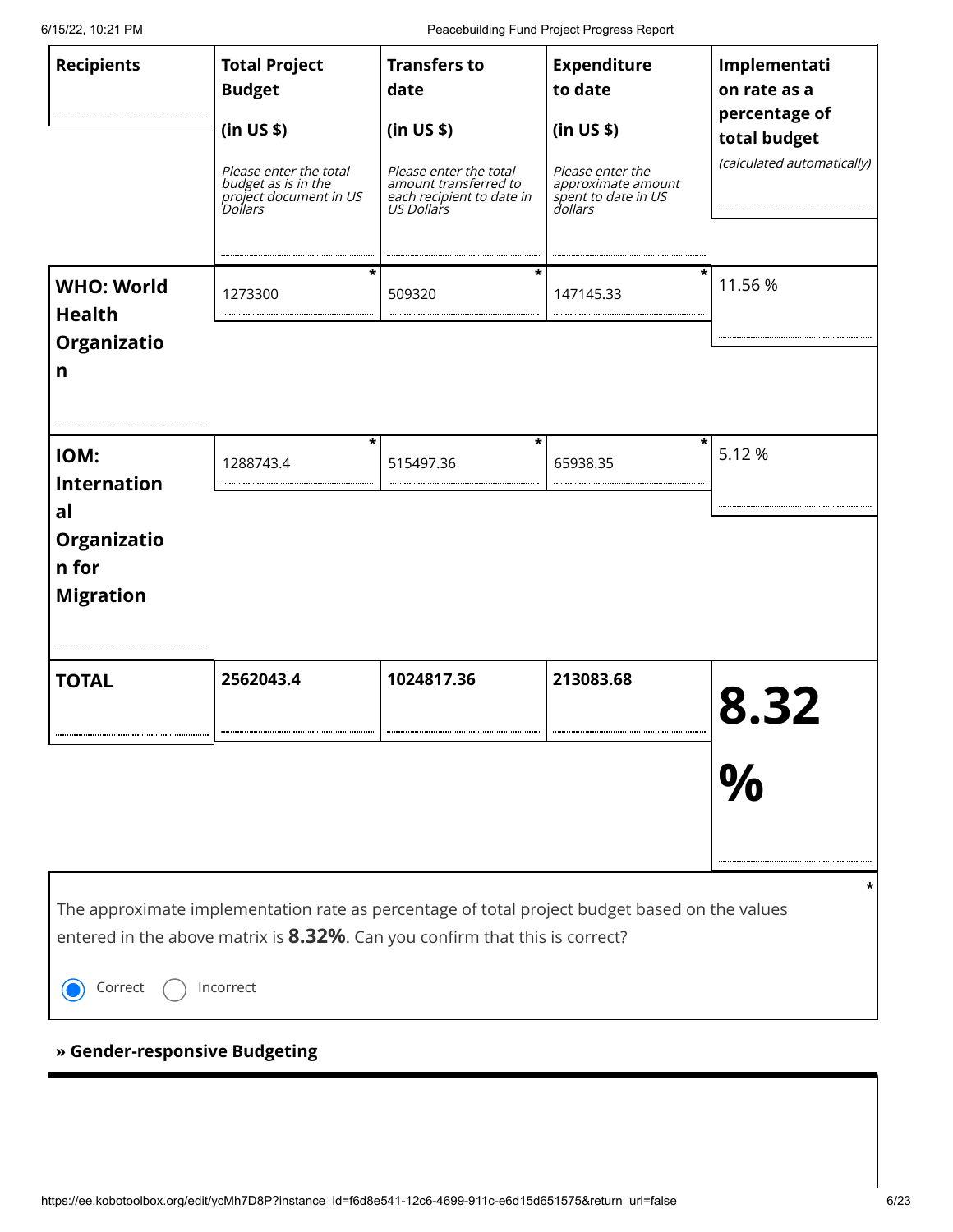| Recipients | Total Project Budget (in US $) *Please enter the total budget as is in the project document in US Dollars* | Transfers to date (in US $) *Please enter the total amount transferred to each recipient to date in US Dollars* | Expenditure to date (in US $) *Please enter the approximate amount spent to date in US dollars* | Implementation rate as a percentage of total budget *(calculated automatically)* |
|---|---|---|---|---|
| **WHO: World Health Organization** | 1273300 | 509320 | 147145.33 | 11.56 % |
| **IOM: International Organization for Migration** | 1288743.4 | 515497.36 | 65938.35 | 5.12 % |
| **TOTAL** | **2562043.4** | **1024817.36** | **213083.68** | **8.32 %** |

The approximate implementation rate as percentage of total project budget based on the values entered in the above matrix is **8.32%**. Can you confirm that this is correct? *

- [x] Correct
- [ ] Incorrect

**» Gender-responsive Budgeting**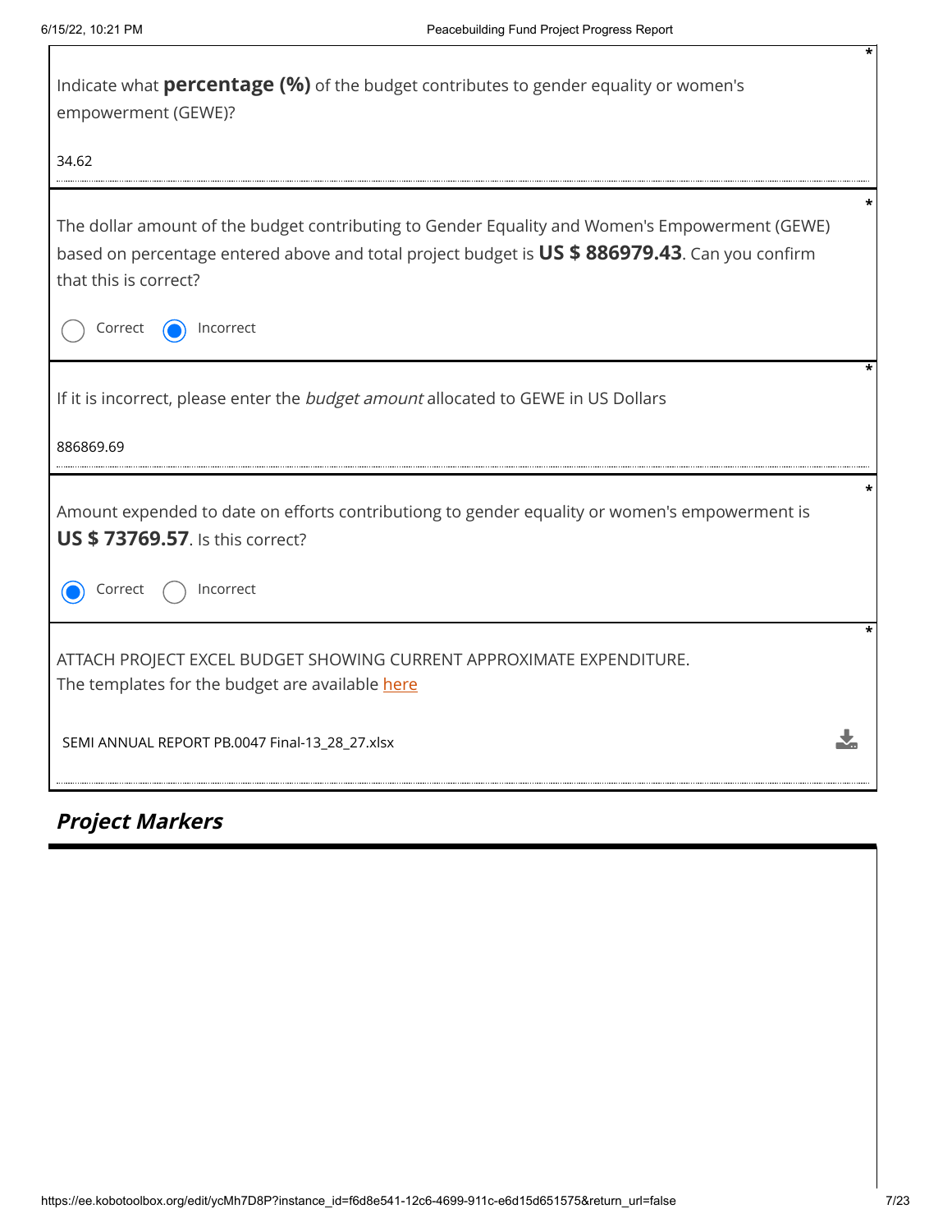Indicate what **percentage (%)** of the budget contributes to gender equality or women's empowerment (GEWE)? *

34.62

The dollar amount of the budget contributing to Gender Equality and Women's Empowerment (GEWE) based on percentage entered above and total project budget is **US $ 886979.43**. Can you confirm that this is correct? *

- ○ Correct
- ◉ Incorrect

If it is incorrect, please enter the *budget amount* allocated to GEWE in US Dollars *

886869.69

Amount expended to date on efforts contributiong to gender equality or women's empowerment is **US $ 73769.57**. Is this correct? *

- ◉ Correct
- ○ Incorrect

ATTACH PROJECT EXCEL BUDGET SHOWING CURRENT APPROXIMATE EXPENDITURE. *
The templates for the budget are available here

SEMI ANNUAL REPORT PB.0047 Final-13_28_27.xlsx

## ***Project Markers***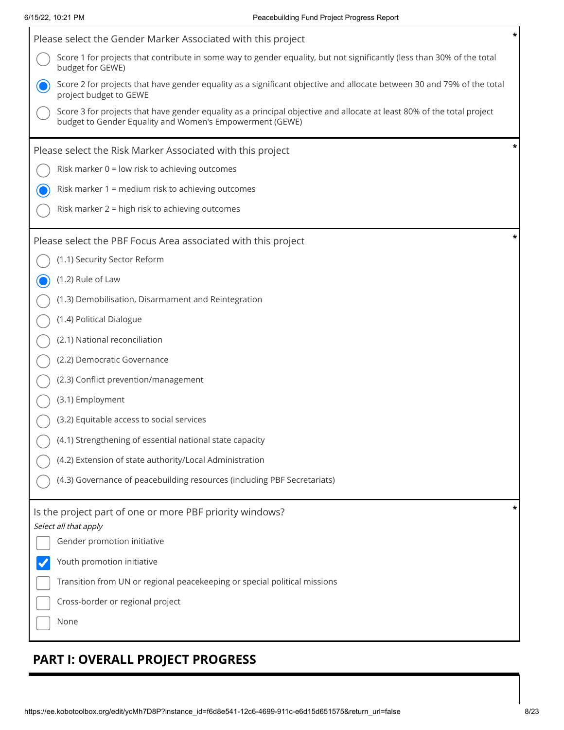Please select the Gender Marker Associated with this project *

- ( ) Score 1 for projects that contribute in some way to gender equality, but not significantly (less than 30% of the total budget for GEWE)
- (•) Score 2 for projects that have gender equality as a significant objective and allocate between 30 and 79% of the total project budget to GEWE
- ( ) Score 3 for projects that have gender equality as a principal objective and allocate at least 80% of the total project budget to Gender Equality and Women's Empowerment (GEWE)

Please select the Risk Marker Associated with this project *

- ( ) Risk marker 0 = low risk to achieving outcomes
- (•) Risk marker 1 = medium risk to achieving outcomes
- ( ) Risk marker 2 = high risk to achieving outcomes

Please select the PBF Focus Area associated with this project *

- ( ) (1.1) Security Sector Reform
- (•) (1.2) Rule of Law
- ( ) (1.3) Demobilisation, Disarmament and Reintegration
- ( ) (1.4) Political Dialogue
- ( ) (2.1) National reconciliation
- ( ) (2.2) Democratic Governance
- ( ) (2.3) Conflict prevention/management
- ( ) (3.1) Employment
- ( ) (3.2) Equitable access to social services
- ( ) (4.1) Strengthening of essential national state capacity
- ( ) (4.2) Extension of state authority/Local Administration
- ( ) (4.3) Governance of peacebuilding resources (including PBF Secretariats)

Is the project part of one or more PBF priority windows? *

*Select all that apply*

- [ ] Gender promotion initiative
- [x] Youth promotion initiative
- [ ] Transition from UN or regional peacekeeping or special political missions
- [ ] Cross-border or regional project
- [ ] None

## PART I: OVERALL PROJECT PROGRESS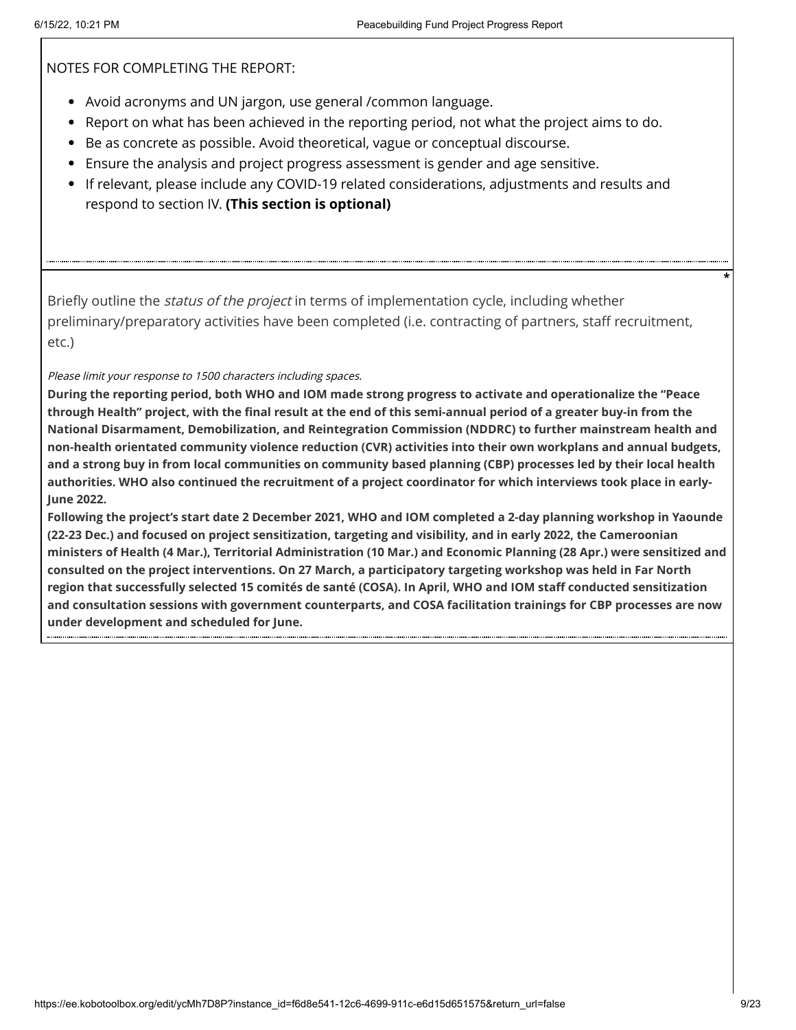NOTES FOR COMPLETING THE REPORT:

- Avoid acronyms and UN jargon, use general /common language.
- Report on what has been achieved in the reporting period, not what the project aims to do.
- Be as concrete as possible. Avoid theoretical, vague or conceptual discourse.
- Ensure the analysis and project progress assessment is gender and age sensitive.
- If relevant, please include any COVID-19 related considerations, adjustments and results and respond to section IV. **(This section is optional)**

---

*

Briefly outline the *status of the project* in terms of implementation cycle, including whether preliminary/preparatory activities have been completed (i.e. contracting of partners, staff recruitment, etc.)

*Please limit your response to 1500 characters including spaces.*

**During the reporting period, both WHO and IOM made strong progress to activate and operationalize the "Peace through Health" project, with the final result at the end of this semi-annual period of a greater buy-in from the National Disarmament, Demobilization, and Reintegration Commission (NDDRC) to further mainstream health and non-health orientated community violence reduction (CVR) activities into their own workplans and annual budgets, and a strong buy in from local communities on community based planning (CBP) processes led by their local health authorities. WHO also continued the recruitment of a project coordinator for which interviews took place in early-June 2022.**

**Following the project's start date 2 December 2021, WHO and IOM completed a 2-day planning workshop in Yaounde (22-23 Dec.) and focused on project sensitization, targeting and visibility, and in early 2022, the Cameroonian ministers of Health (4 Mar.), Territorial Administration (10 Mar.) and Economic Planning (28 Apr.) were sensitized and consulted on the project interventions. On 27 March, a participatory targeting workshop was held in Far North region that successfully selected 15 comités de santé (COSA). In April, WHO and IOM staff conducted sensitization and consultation sessions with government counterparts, and COSA facilitation trainings for CBP processes are now under development and scheduled for June.**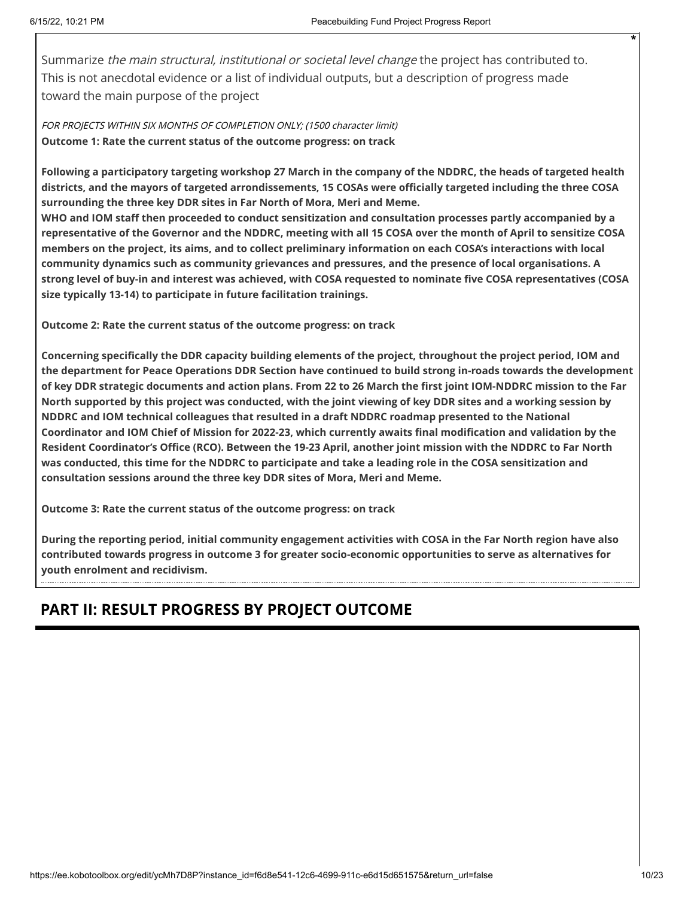Summarize *the main structural, institutional or societal level change* the project has contributed to. This is not anecdotal evidence or a list of individual outputs, but a description of progress made toward the main purpose of the project

*FOR PROJECTS WITHIN SIX MONTHS OF COMPLETION ONLY; (1500 character limit)*

**Outcome 1: Rate the current status of the outcome progress: on track**

**Following a participatory targeting workshop 27 March in the company of the NDDRC, the heads of targeted health districts, and the mayors of targeted arrondissements, 15 COSAs were officially targeted including the three COSA surrounding the three key DDR sites in Far North of Mora, Meri and Meme.**

**WHO and IOM staff then proceeded to conduct sensitization and consultation processes partly accompanied by a representative of the Governor and the NDDRC, meeting with all 15 COSA over the month of April to sensitize COSA members on the project, its aims, and to collect preliminary information on each COSA's interactions with local community dynamics such as community grievances and pressures, and the presence of local organisations. A strong level of buy-in and interest was achieved, with COSA requested to nominate five COSA representatives (COSA size typically 13-14) to participate in future facilitation trainings.**

**Outcome 2: Rate the current status of the outcome progress: on track**

**Concerning specifically the DDR capacity building elements of the project, throughout the project period, IOM and the department for Peace Operations DDR Section have continued to build strong in-roads towards the development of key DDR strategic documents and action plans. From 22 to 26 March the first joint IOM-NDDRC mission to the Far North supported by this project was conducted, with the joint viewing of key DDR sites and a working session by NDDRC and IOM technical colleagues that resulted in a draft NDDRC roadmap presented to the National Coordinator and IOM Chief of Mission for 2022-23, which currently awaits final modification and validation by the Resident Coordinator's Office (RCO). Between the 19-23 April, another joint mission with the NDDRC to Far North was conducted, this time for the NDDRC to participate and take a leading role in the COSA sensitization and consultation sessions around the three key DDR sites of Mora, Meri and Meme.**

**Outcome 3: Rate the current status of the outcome progress: on track**

**During the reporting period, initial community engagement activities with COSA in the Far North region have also contributed towards progress in outcome 3 for greater socio-economic opportunities to serve as alternatives for youth enrolment and recidivism.**

## PART II: RESULT PROGRESS BY PROJECT OUTCOME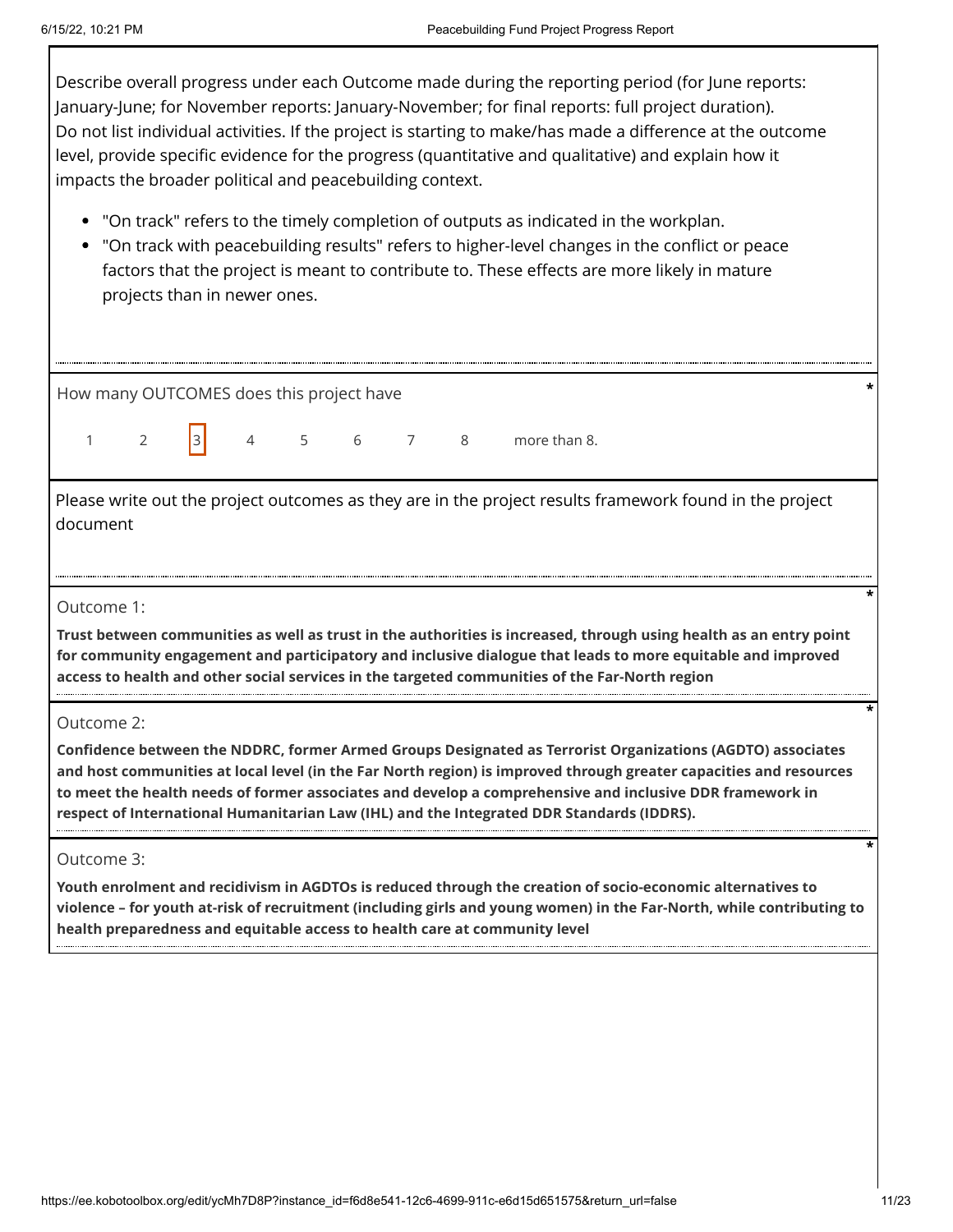Describe overall progress under each Outcome made during the reporting period (for June reports: January-June; for November reports: January-November; for final reports: full project duration). Do not list individual activities. If the project is starting to make/has made a difference at the outcome level, provide specific evidence for the progress (quantitative and qualitative) and explain how it impacts the broader political and peacebuilding context.

- "On track" refers to the timely completion of outputs as indicated in the workplan.
- "On track with peacebuilding results" refers to higher-level changes in the conflict or peace factors that the project is meant to contribute to. These effects are more likely in mature projects than in newer ones.

How many OUTCOMES does this project have *

1 2 [3] 4 5 6 7 8 more than 8.

Please write out the project outcomes as they are in the project results framework found in the project document

Outcome 1: *

**Trust between communities as well as trust in the authorities is increased, through using health as an entry point for community engagement and participatory and inclusive dialogue that leads to more equitable and improved access to health and other social services in the targeted communities of the Far-North region**

Outcome 2: *

**Confidence between the NDDRC, former Armed Groups Designated as Terrorist Organizations (AGDTO) associates and host communities at local level (in the Far North region) is improved through greater capacities and resources to meet the health needs of former associates and develop a comprehensive and inclusive DDR framework in respect of International Humanitarian Law (IHL) and the Integrated DDR Standards (IDDRS).**

Outcome 3: *

**Youth enrolment and recidivism in AGDTOs is reduced through the creation of socio-economic alternatives to violence – for youth at-risk of recruitment (including girls and young women) in the Far-North, while contributing to health preparedness and equitable access to health care at community level**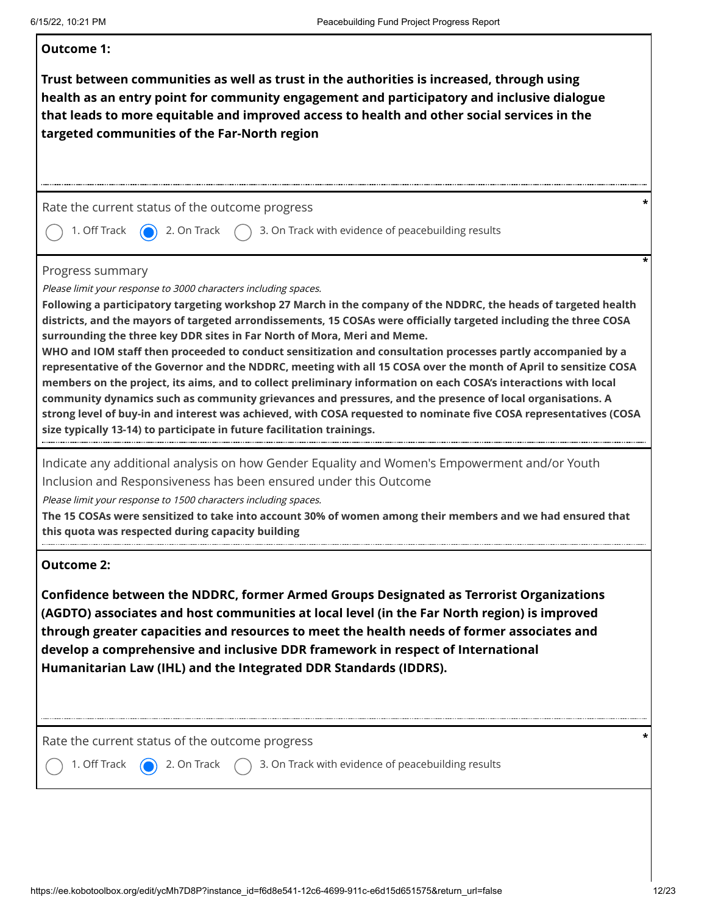**Outcome 1:**

**Trust between communities as well as trust in the authorities is increased, through using health as an entry point for community engagement and participatory and inclusive dialogue that leads to more equitable and improved access to health and other social services in the targeted communities of the Far-North region**

Rate the current status of the outcome progress *

- ( ) 1. Off Track
- (x) 2. On Track
- ( ) 3. On Track with evidence of peacebuilding results

Progress summary *

*Please limit your response to 3000 characters including spaces.*

**Following a participatory targeting workshop 27 March in the company of the NDDRC, the heads of targeted health districts, and the mayors of targeted arrondissements, 15 COSAs were officially targeted including the three COSA surrounding the three key DDR sites in Far North of Mora, Meri and Meme.**

**WHO and IOM staff then proceeded to conduct sensitization and consultation processes partly accompanied by a representative of the Governor and the NDDRC, meeting with all 15 COSA over the month of April to sensitize COSA members on the project, its aims, and to collect preliminary information on each COSA's interactions with local community dynamics such as community grievances and pressures, and the presence of local organisations. A strong level of buy-in and interest was achieved, with COSA requested to nominate five COSA representatives (COSA size typically 13-14) to participate in future facilitation trainings.**

Indicate any additional analysis on how Gender Equality and Women's Empowerment and/or Youth Inclusion and Responsiveness has been ensured under this Outcome

*Please limit your response to 1500 characters including spaces.*

**The 15 COSAs were sensitized to take into account 30% of women among their members and we had ensured that this quota was respected during capacity building**

**Outcome 2:**

**Confidence between the NDDRC, former Armed Groups Designated as Terrorist Organizations (AGDTO) associates and host communities at local level (in the Far North region) is improved through greater capacities and resources to meet the health needs of former associates and develop a comprehensive and inclusive DDR framework in respect of International Humanitarian Law (IHL) and the Integrated DDR Standards (IDDRS).**

Rate the current status of the outcome progress *

- ( ) 1. Off Track
- (x) 2. On Track
- ( ) 3. On Track with evidence of peacebuilding results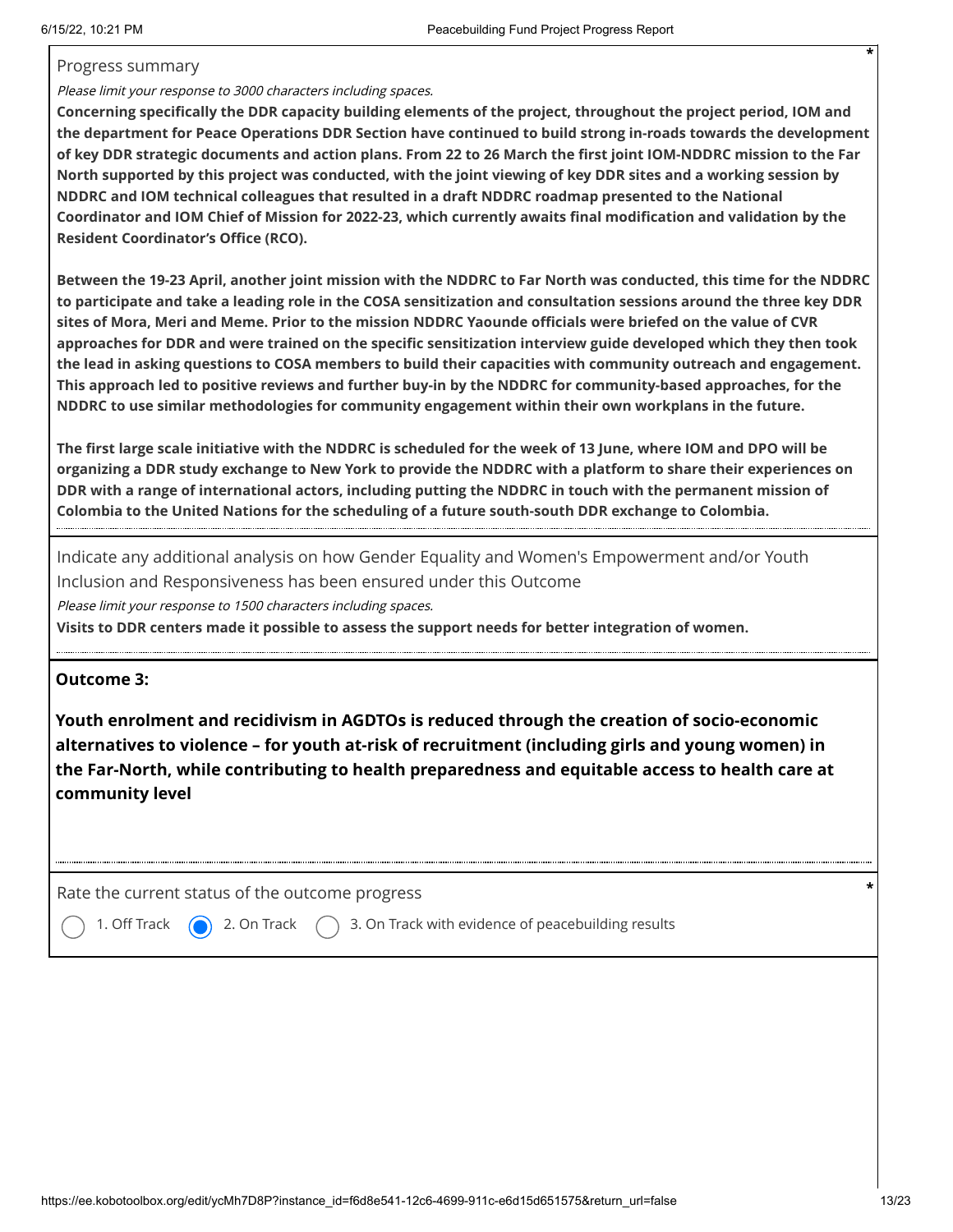Progress summary

*Please limit your response to 3000 characters including spaces.*

**Concerning specifically the DDR capacity building elements of the project, throughout the project period, IOM and the department for Peace Operations DDR Section have continued to build strong in-roads towards the development of key DDR strategic documents and action plans. From 22 to 26 March the first joint IOM-NDDRC mission to the Far North supported by this project was conducted, with the joint viewing of key DDR sites and a working session by NDDRC and IOM technical colleagues that resulted in a draft NDDRC roadmap presented to the National Coordinator and IOM Chief of Mission for 2022-23, which currently awaits final modification and validation by the Resident Coordinator's Office (RCO).**

**Between the 19-23 April, another joint mission with the NDDRC to Far North was conducted, this time for the NDDRC to participate and take a leading role in the COSA sensitization and consultation sessions around the three key DDR sites of Mora, Meri and Meme. Prior to the mission NDDRC Yaounde officials were briefed on the value of CVR approaches for DDR and were trained on the specific sensitization interview guide developed which they then took the lead in asking questions to COSA members to build their capacities with community outreach and engagement. This approach led to positive reviews and further buy-in by the NDDRC for community-based approaches, for the NDDRC to use similar methodologies for community engagement within their own workplans in the future.**

**The first large scale initiative with the NDDRC is scheduled for the week of 13 June, where IOM and DPO will be organizing a DDR study exchange to New York to provide the NDDRC with a platform to share their experiences on DDR with a range of international actors, including putting the NDDRC in touch with the permanent mission of Colombia to the United Nations for the scheduling of a future south-south DDR exchange to Colombia.**

Indicate any additional analysis on how Gender Equality and Women's Empowerment and/or Youth Inclusion and Responsiveness has been ensured under this Outcome

*Please limit your response to 1500 characters including spaces.*

**Visits to DDR centers made it possible to assess the support needs for better integration of women.**

**Outcome 3:**

**Youth enrolment and recidivism in AGDTOs is reduced through the creation of socio-economic alternatives to violence – for youth at-risk of recruitment (including girls and young women) in the Far-North, while contributing to health preparedness and equitable access to health care at community level**

Rate the current status of the outcome progress *

- ○ 1. Off Track
- ◉ 2. On Track
- ○ 3. On Track with evidence of peacebuilding results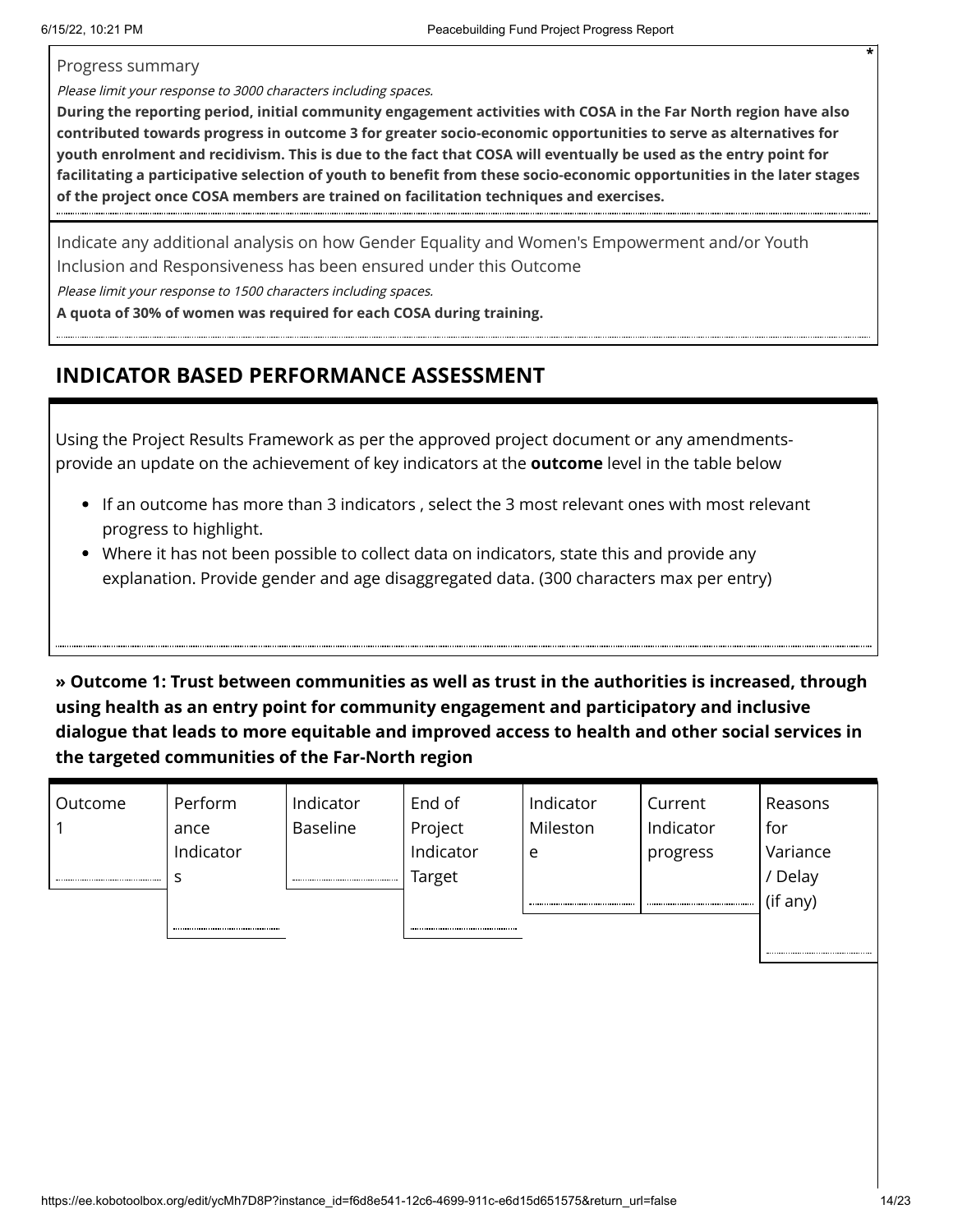Progress summary *

*Please limit your response to 3000 characters including spaces.*

**During the reporting period, initial community engagement activities with COSA in the Far North region have also contributed towards progress in outcome 3 for greater socio-economic opportunities to serve as alternatives for youth enrolment and recidivism. This is due to the fact that COSA will eventually be used as the entry point for facilitating a participative selection of youth to benefit from these socio-economic opportunities in the later stages of the project once COSA members are trained on facilitation techniques and exercises.**

Indicate any additional analysis on how Gender Equality and Women's Empowerment and/or Youth Inclusion and Responsiveness has been ensured under this Outcome

*Please limit your response to 1500 characters including spaces.*

**A quota of 30% of women was required for each COSA during training.**

## INDICATOR BASED PERFORMANCE ASSESSMENT

Using the Project Results Framework as per the approved project document or any amendments- provide an update on the achievement of key indicators at the **outcome** level in the table below

- If an outcome has more than 3 indicators , select the 3 most relevant ones with most relevant progress to highlight.
- Where it has not been possible to collect data on indicators, state this and provide any explanation. Provide gender and age disaggregated data. (300 characters max per entry)

### » Outcome 1: Trust between communities as well as trust in the authorities is increased, through using health as an entry point for community engagement and participatory and inclusive dialogue that leads to more equitable and improved access to health and other social services in the targeted communities of the Far-North region

| Outcome 1 | Performance Indicators | Indicator Baseline | End of Project Indicator Target | Indicator Milestone | Current Indicator progress | Reasons for Variance / Delay (if any) |
|---|---|---|---|---|---|---|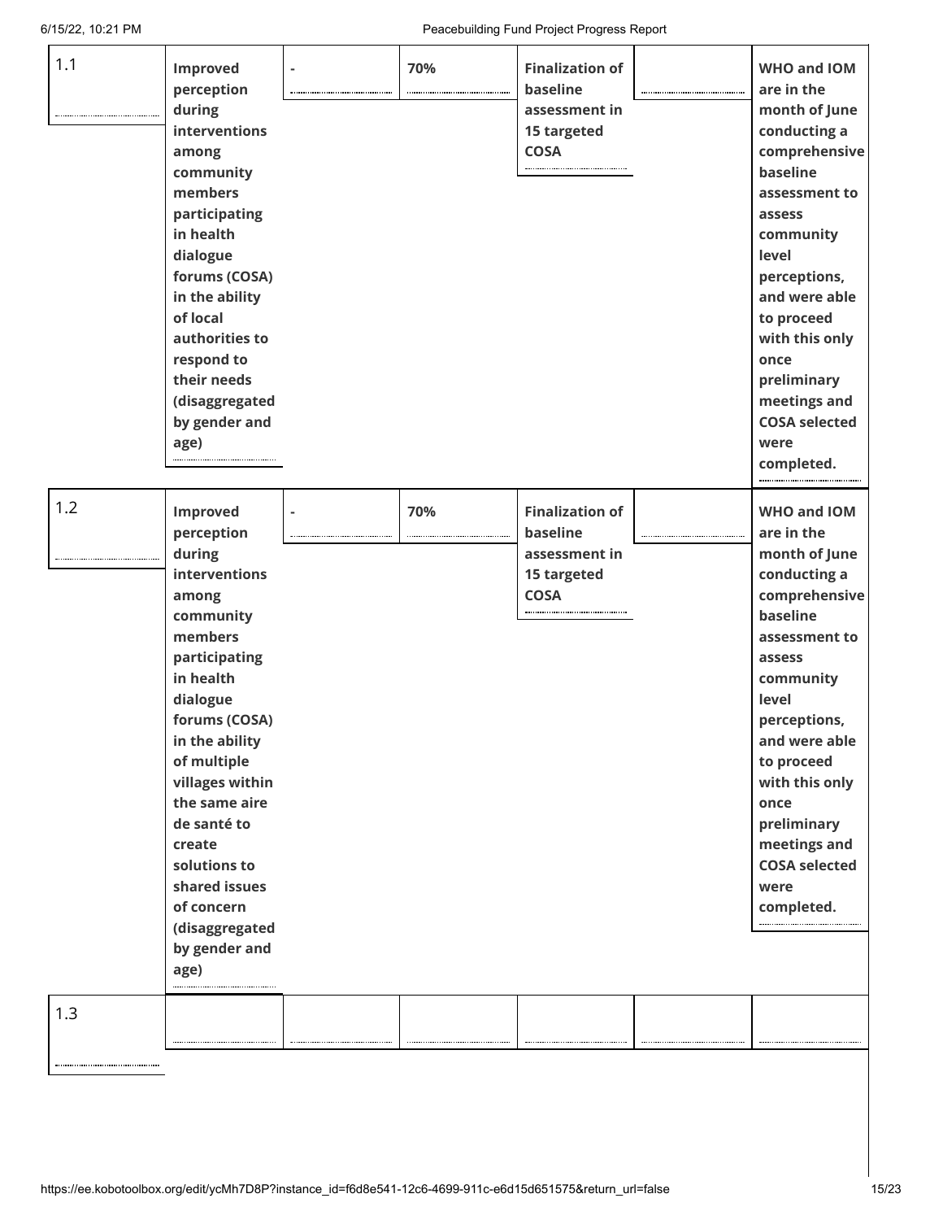| 1.1 | **Improved perception during interventions among community members participating in health dialogue forums (COSA) in the ability of local authorities to respond to their needs (disaggregated by gender and age)** | - | **70%** | **Finalization of baseline assessment in 15 targeted COSA** | | **WHO and IOM are in the month of June conducting a comprehensive baseline assessment to assess community level perceptions, and were able to proceed with this only once preliminary meetings and COSA selected were completed.** |
|---|---|---|---|---|---|---|
| 1.2 | **Improved perception during interventions among community members participating in health dialogue forums (COSA) in the ability of multiple villages within the same aire de santé to create solutions to shared issues of concern (disaggregated by gender and age)** | - | **70%** | **Finalization of baseline assessment in 15 targeted COSA** | | **WHO and IOM are in the month of June conducting a comprehensive baseline assessment to assess community level perceptions, and were able to proceed with this only once preliminary meetings and COSA selected were completed.** |
| 1.3 | | | | | | |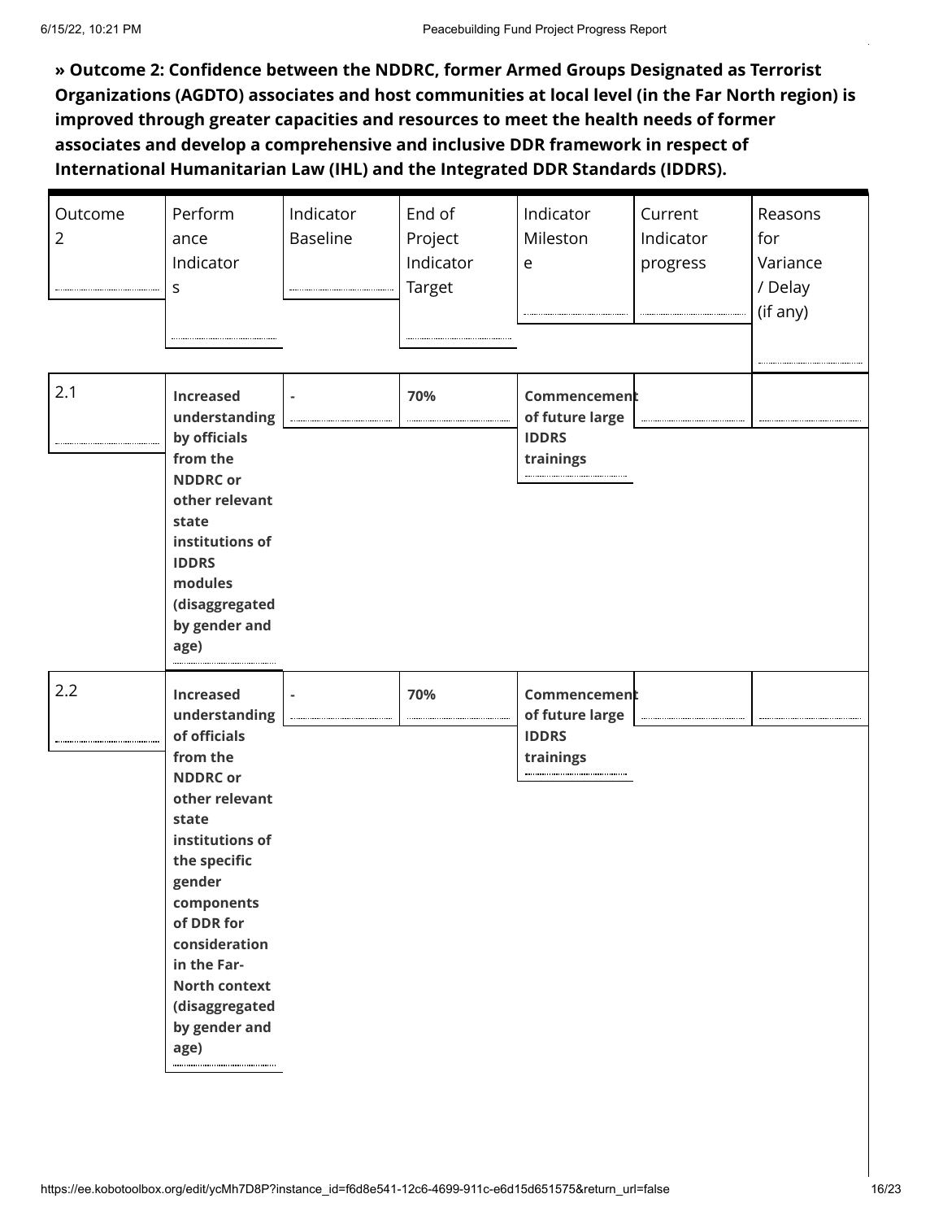**» Outcome 2: Confidence between the NDDRC, former Armed Groups Designated as Terrorist Organizations (AGDTO) associates and host communities at local level (in the Far North region) is improved through greater capacities and resources to meet the health needs of former associates and develop a comprehensive and inclusive DDR framework in respect of International Humanitarian Law (IHL) and the Integrated DDR Standards (IDDRS).**

| Outcome 2 | Performance Indicators | Indicator Baseline | End of Project Indicator Target | Indicator Milestone | Current Indicator progress | Reasons for Variance / Delay (if any) |
|---|---|---|---|---|---|---|
| 2.1 | **Increased understanding by officials from the NDDRC or other relevant state institutions of IDDRS modules (disaggregated by gender and age)** | **-** | **70%** | **Commencement of future large IDDRS trainings** | | |
| 2.2 | **Increased understanding of officials from the NDDRC or other relevant state institutions of the specific gender components of DDR for consideration in the Far-North context (disaggregated by gender and age)** | **-** | **70%** | **Commencement of future large IDDRS trainings** | | |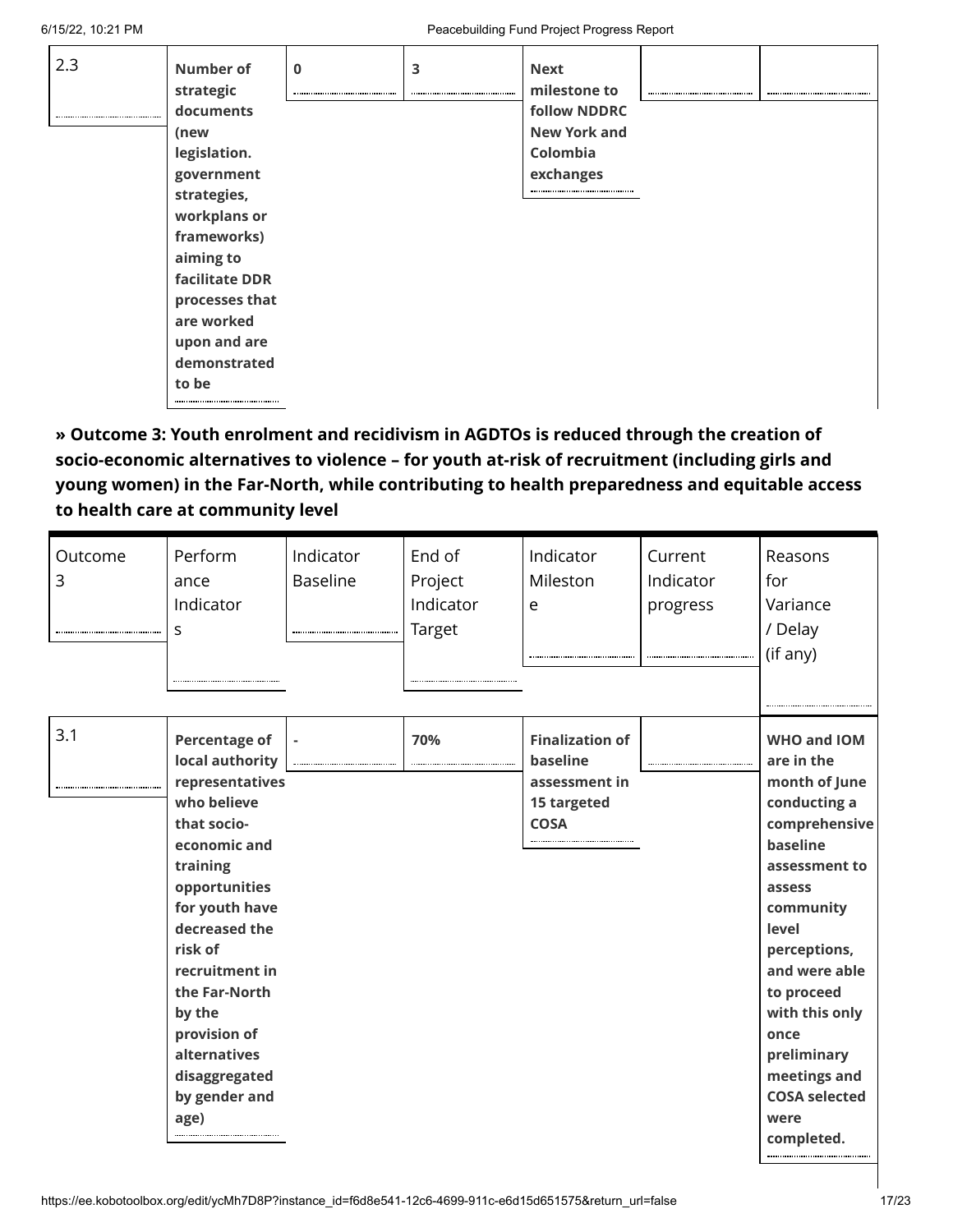| 2.3 | **Number of strategic documents (new legislation. government strategies, workplans or frameworks) aiming to facilitate DDR processes that are worked upon and are demonstrated to be** | 0 | 3 | **Next milestone to follow NDDRC New York and Colombia exchanges** | | |
|---|---|---|---|---|---|---|

**» Outcome 3: Youth enrolment and recidivism in AGDTOs is reduced through the creation of socio-economic alternatives to violence – for youth at-risk of recruitment (including girls and young women) in the Far-North, while contributing to health preparedness and equitable access to health care at community level**

| Outcome 3 | Performance Indicators | Indicator Baseline | End of Project Indicator Target | Indicator Milestone | Current Indicator progress | Reasons for Variance / Delay (if any) |
|---|---|---|---|---|---|---|
| 3.1 | **Percentage of local authority representatives who believe that socio-economic and training opportunities for youth have decreased the risk of recruitment in the Far-North by the provision of alternatives disaggregated by gender and age)** | - | **70%** | **Finalization of baseline assessment in 15 targeted COSA** | | **WHO and IOM are in the month of June conducting a comprehensive baseline assessment to assess community level perceptions, and were able to proceed with this only once preliminary meetings and COSA selected were completed.** |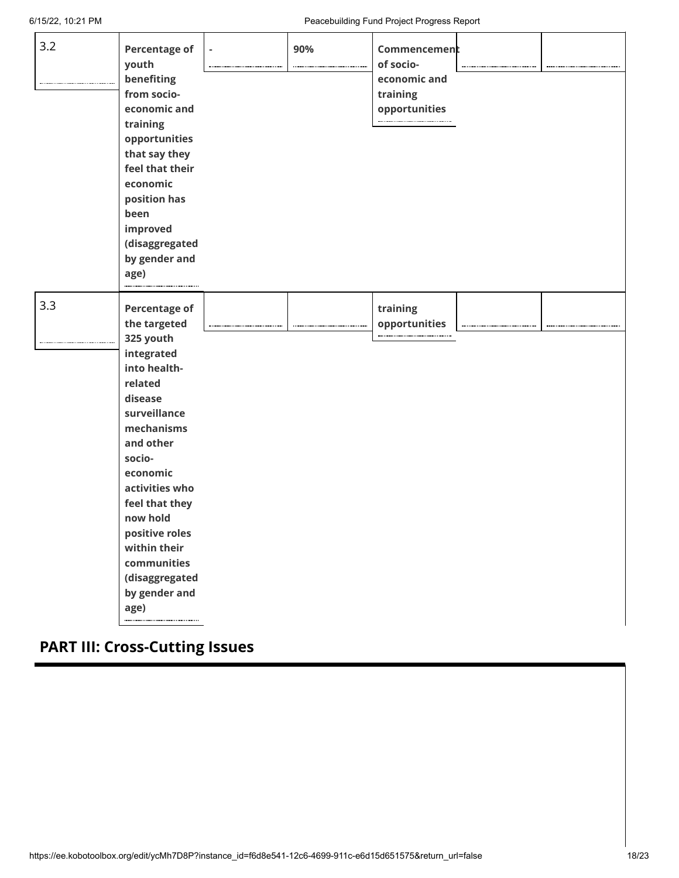| | | | | | | |
|---|---|---|---|---|---|---|
| 3.2 | **Percentage of youth benefiting from socio-economic and training opportunities that say they feel that their economic position has been improved (disaggregated by gender and age)** | **-** | **90%** | **Commencement of socio-economic and training opportunities** | | |
| 3.3 | **Percentage of the targeted 325 youth integrated into health-related disease surveillance mechanisms and other socio-economic activities who feel that they now hold positive roles within their communities (disaggregated by gender and age)** | | | **training opportunities** | | |

## PART III: Cross-Cutting Issues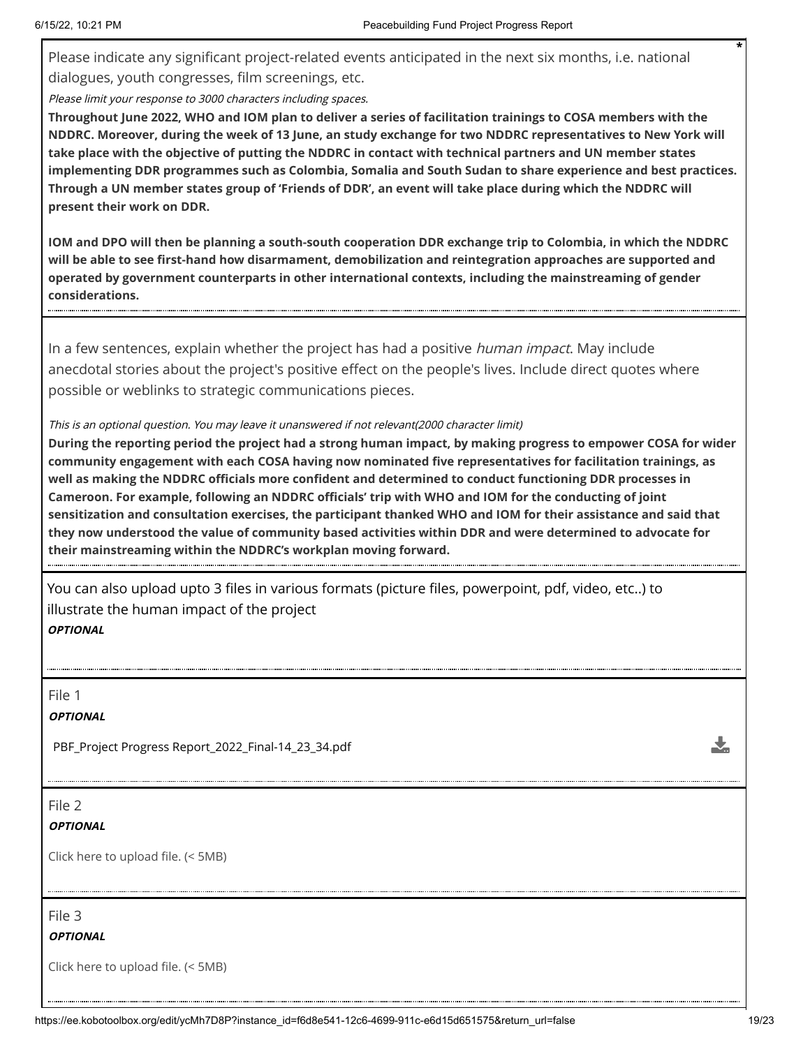Please indicate any significant project-related events anticipated in the next six months, i.e. national dialogues, youth congresses, film screenings, etc. *

*Please limit your response to 3000 characters including spaces.*

**Throughout June 2022, WHO and IOM plan to deliver a series of facilitation trainings to COSA members with the NDDRC. Moreover, during the week of 13 June, an study exchange for two NDDRC representatives to New York will take place with the objective of putting the NDDRC in contact with technical partners and UN member states implementing DDR programmes such as Colombia, Somalia and South Sudan to share experience and best practices. Through a UN member states group of 'Friends of DDR', an event will take place during which the NDDRC will present their work on DDR.**

**IOM and DPO will then be planning a south-south cooperation DDR exchange trip to Colombia, in which the NDDRC will be able to see first-hand how disarmament, demobilization and reintegration approaches are supported and operated by government counterparts in other international contexts, including the mainstreaming of gender considerations.**

In a few sentences, explain whether the project has had a positive *human impact*. May include anecdotal stories about the project's positive effect on the people's lives. Include direct quotes where possible or weblinks to strategic communications pieces.

*This is an optional question. You may leave it unanswered if not relevant(2000 character limit)*

**During the reporting period the project had a strong human impact, by making progress to empower COSA for wider community engagement with each COSA having now nominated five representatives for facilitation trainings, as well as making the NDDRC officials more confident and determined to conduct functioning DDR processes in Cameroon. For example, following an NDDRC officials' trip with WHO and IOM for the conducting of joint sensitization and consultation exercises, the participant thanked WHO and IOM for their assistance and said that they now understood the value of community based activities within DDR and were determined to advocate for their mainstreaming within the NDDRC's workplan moving forward.**

You can also upload upto 3 files in various formats (picture files, powerpoint, pdf, video, etc..) to illustrate the human impact of the project

***OPTIONAL***

File 1

***OPTIONAL***

PBF_Project Progress Report_2022_Final-14_23_34.pdf

File 2

***OPTIONAL***

Click here to upload file. (< 5MB)

File 3

***OPTIONAL***

Click here to upload file. (< 5MB)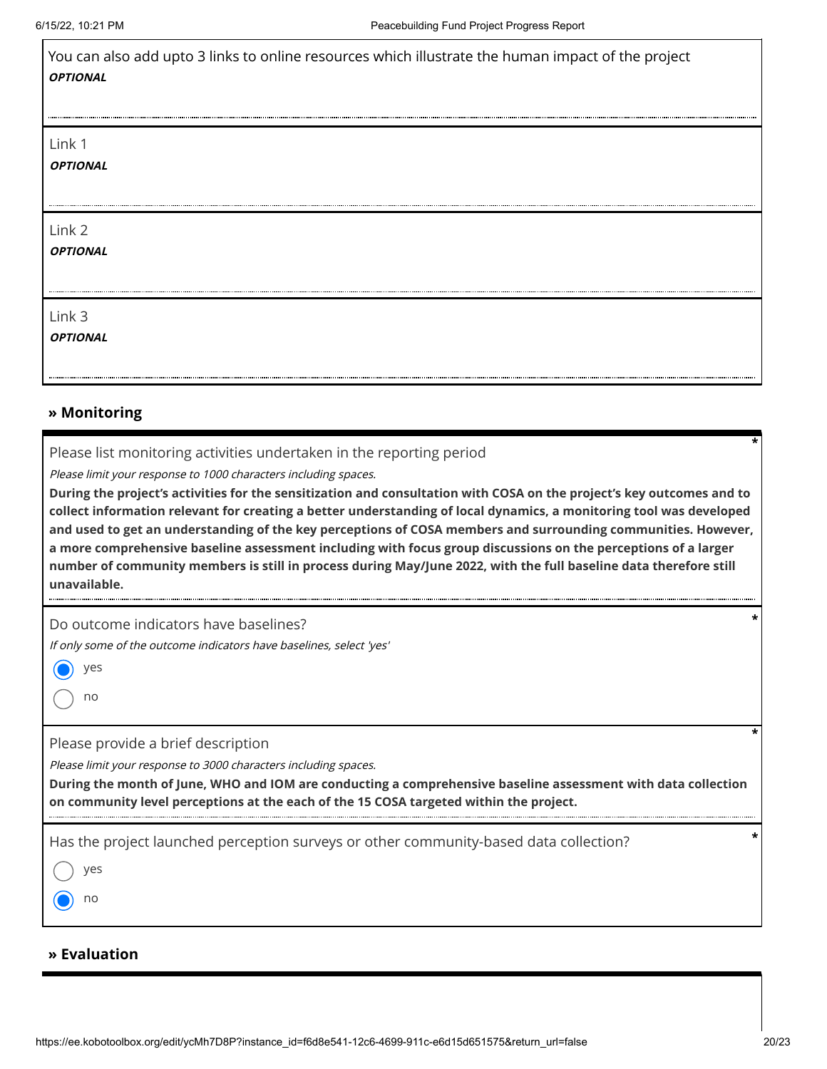You can also add upto 3 links to online resources which illustrate the human impact of the project

***OPTIONAL***

Link 1

***OPTIONAL***

Link 2

***OPTIONAL***

Link 3

***OPTIONAL***

## » Monitoring

Please list monitoring activities undertaken in the reporting period *

*Please limit your response to 1000 characters including spaces.*

**During the project's activities for the sensitization and consultation with COSA on the project's key outcomes and to collect information relevant for creating a better understanding of local dynamics, a monitoring tool was developed and used to get an understanding of the key perceptions of COSA members and surrounding communities. However, a more comprehensive baseline assessment including with focus group discussions on the perceptions of a larger number of community members is still in process during May/June 2022, with the full baseline data therefore still unavailable.**

Do outcome indicators have baselines? *

*If only some of the outcome indicators have baselines, select 'yes'*

- (selected) yes
- no

Please provide a brief description *

*Please limit your response to 3000 characters including spaces.*

**During the month of June, WHO and IOM are conducting a comprehensive baseline assessment with data collection on community level perceptions at the each of the 15 COSA targeted within the project.**

Has the project launched perception surveys or other community-based data collection? *

- yes
- (selected) no

## » Evaluation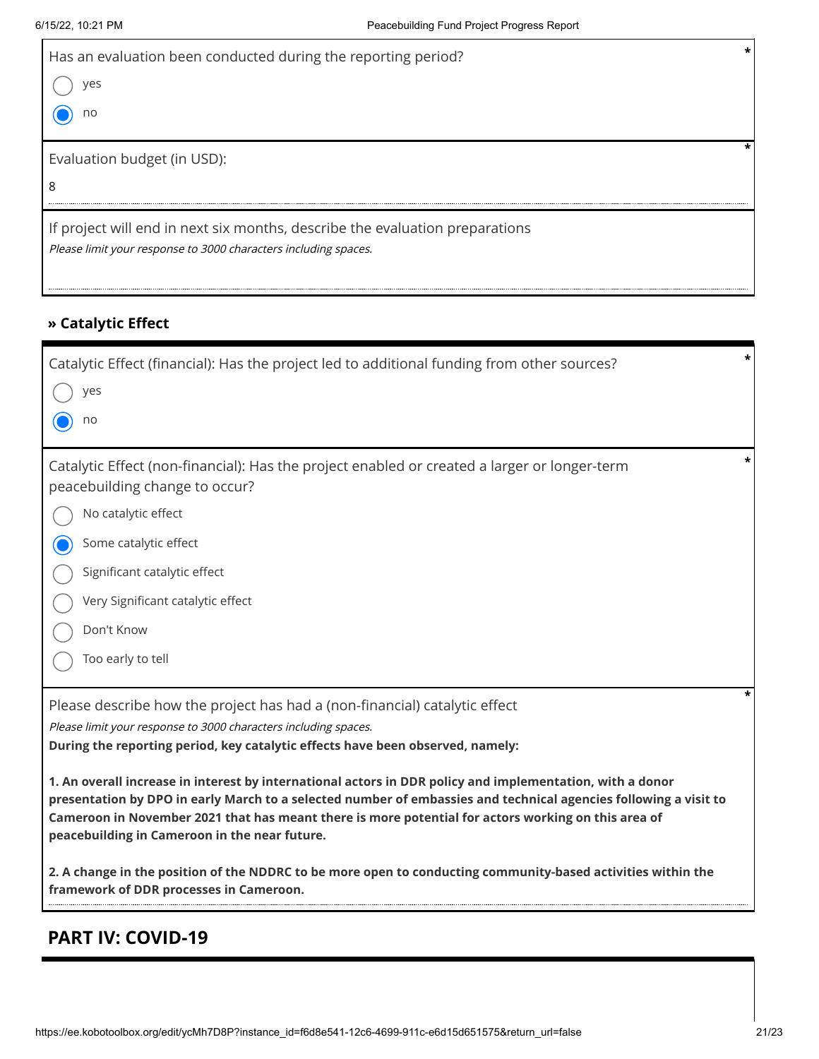Has an evaluation been conducted during the reporting period? *

- ○ yes
- ◉ no

Evaluation budget (in USD): *

8

If project will end in next six months, describe the evaluation preparations

*Please limit your response to 3000 characters including spaces.*

### » Catalytic Effect

Catalytic Effect (financial): Has the project led to additional funding from other sources? *

- ○ yes
- ◉ no

Catalytic Effect (non-financial): Has the project enabled or created a larger or longer-term peacebuilding change to occur? *

- ○ No catalytic effect
- ◉ Some catalytic effect
- ○ Significant catalytic effect
- ○ Very Significant catalytic effect
- ○ Don't Know
- ○ Too early to tell

Please describe how the project has had a (non-financial) catalytic effect *

*Please limit your response to 3000 characters including spaces.*

**During the reporting period, key catalytic effects have been observed, namely:**

**1. An overall increase in interest by international actors in DDR policy and implementation, with a donor presentation by DPO in early March to a selected number of embassies and technical agencies following a visit to Cameroon in November 2021 that has meant there is more potential for actors working on this area of peacebuilding in Cameroon in the near future.**

**2. A change in the position of the NDDRC to be more open to conducting community-based activities within the framework of DDR processes in Cameroon.**

## PART IV: COVID-19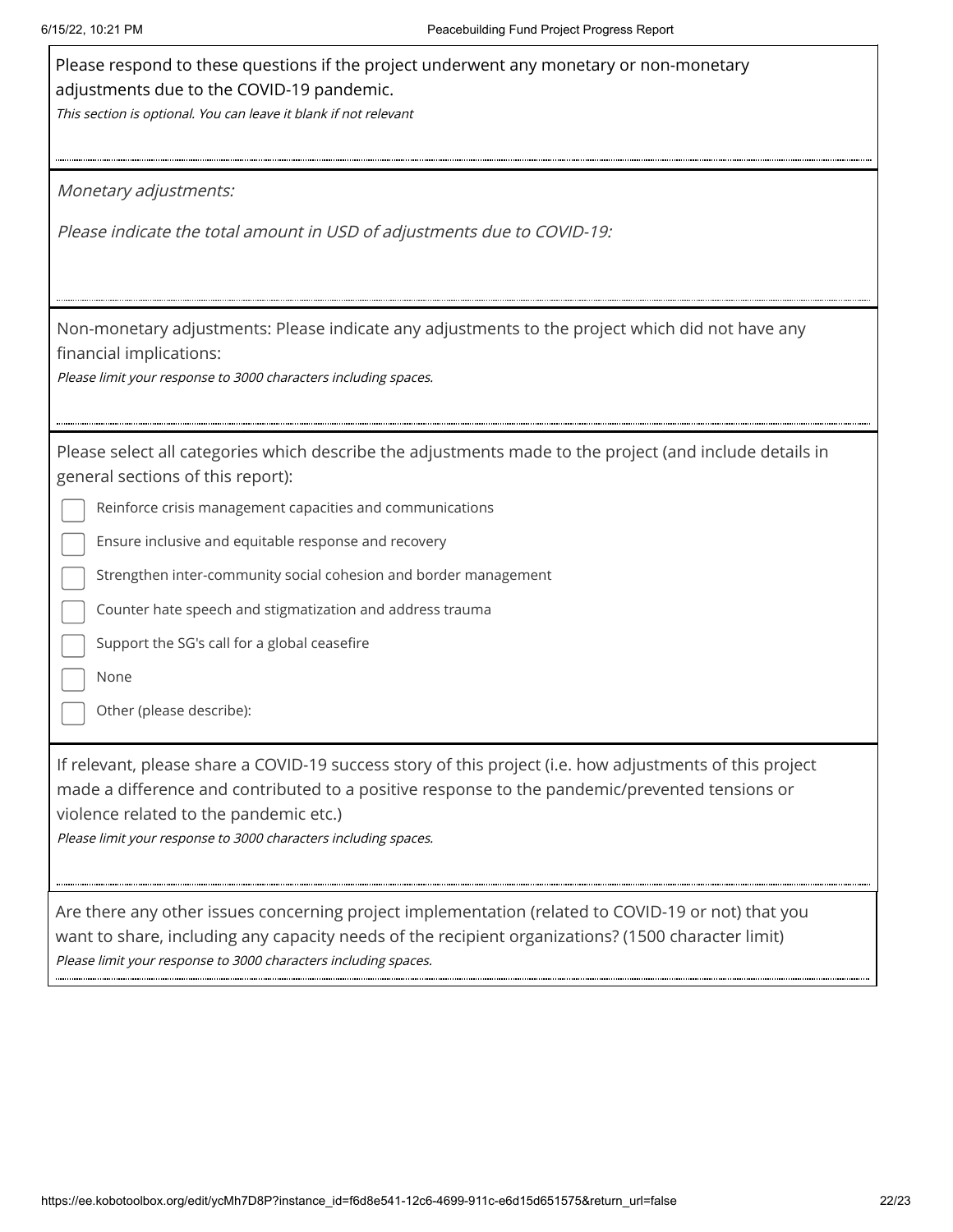Please respond to these questions if the project underwent any monetary or non-monetary adjustments due to the COVID-19 pandemic.

*This section is optional. You can leave it blank if not relevant*

*Monetary adjustments:*

*Please indicate the total amount in USD of adjustments due to COVID-19:*

Non-monetary adjustments: Please indicate any adjustments to the project which did not have any financial implications:

*Please limit your response to 3000 characters including spaces.*

Please select all categories which describe the adjustments made to the project (and include details in general sections of this report):

- [ ] Reinforce crisis management capacities and communications
- [ ] Ensure inclusive and equitable response and recovery
- [ ] Strengthen inter-community social cohesion and border management
- [ ] Counter hate speech and stigmatization and address trauma
- [ ] Support the SG's call for a global ceasefire
- [ ] None
- [ ] Other (please describe):

If relevant, please share a COVID-19 success story of this project (i.e. how adjustments of this project made a difference and contributed to a positive response to the pandemic/prevented tensions or violence related to the pandemic etc.)

*Please limit your response to 3000 characters including spaces.*

Are there any other issues concerning project implementation (related to COVID-19 or not) that you want to share, including any capacity needs of the recipient organizations? (1500 character limit)

*Please limit your response to 3000 characters including spaces.*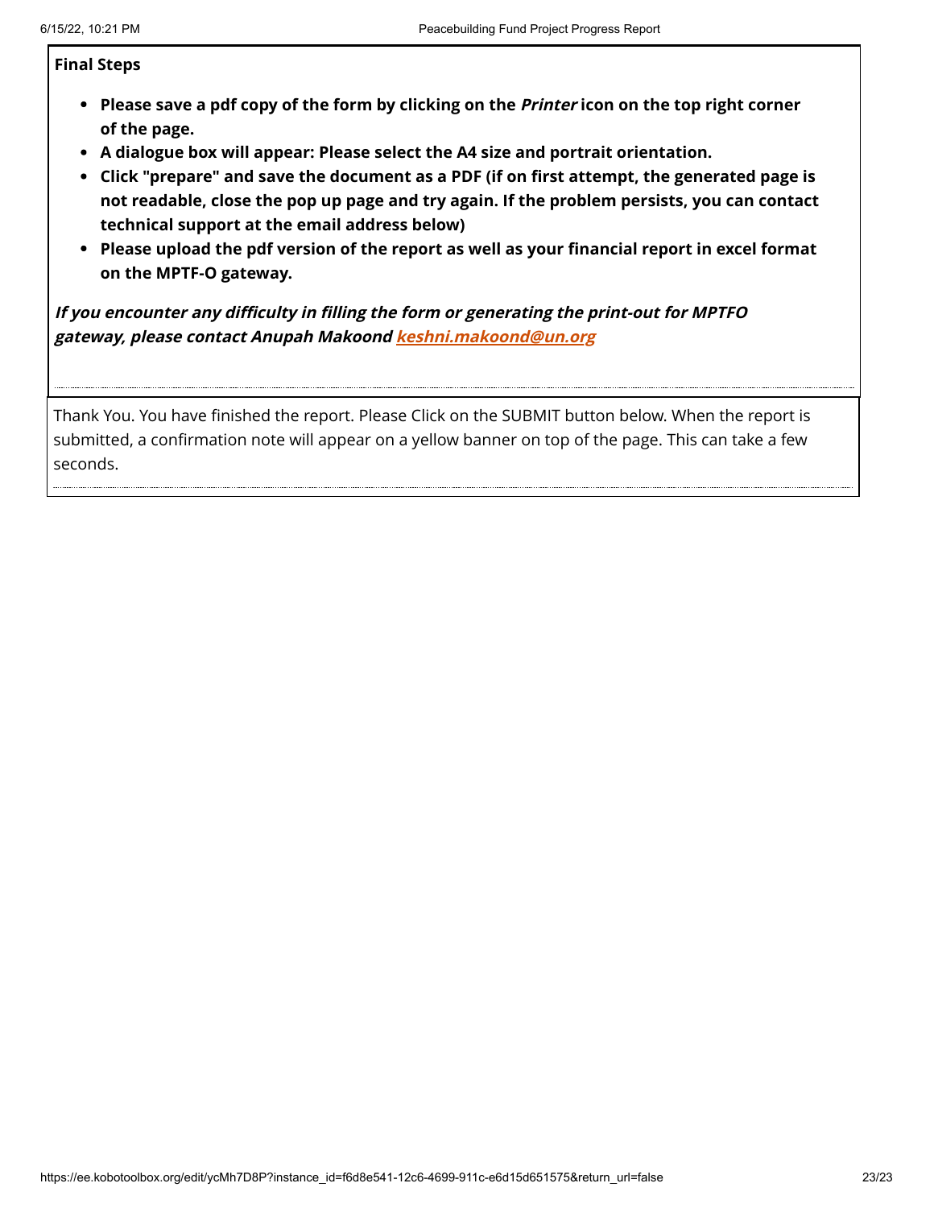**Final Steps**

- **Please save a pdf copy of the form by clicking on the *Printer* icon on the top right corner of the page.**
- **A dialogue box will appear: Please select the A4 size and portrait orientation.**
- **Click "prepare" and save the document as a PDF (if on first attempt, the generated page is not readable, close the pop up page and try again. If the problem persists, you can contact technical support at the email address below)**
- **Please upload the pdf version of the report as well as your financial report in excel format on the MPTF-O gateway.**

***If you encounter any difficulty in filling the form or generating the print-out for MPTFO gateway, please contact Anupah Makoond [keshni.makoond@un.org](mailto:keshni.makoond@un.org)***

Thank You. You have finished the report. Please Click on the SUBMIT button below. When the report is submitted, a confirmation note will appear on a yellow banner on top of the page. This can take a few seconds.